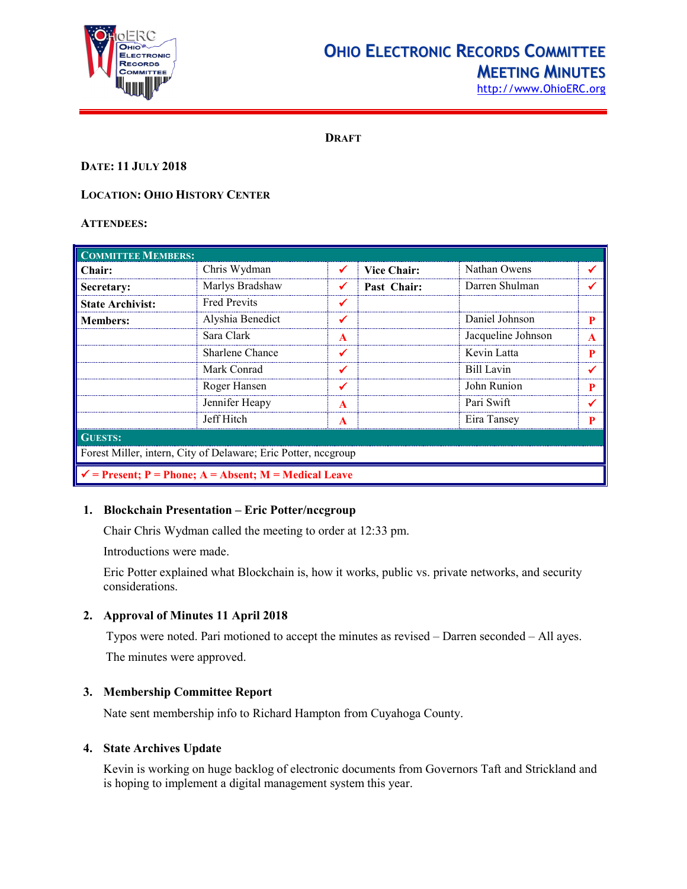# OHIO ELECTRONIC RECORDS COMMITTEE MEETING MINUTES

http://www.OhioERC.org

**DRAFT**

**DATE: 11 JULY 2018**

**LOCATION: OHIO HISTORY CENTER**

**ATTENDEES:**

| COMMITTEE MEMBERS: | | | | | |
|---|---|---|---|---|---|
| **Chair:** | Chris Wydman | ✓ | **Vice Chair:** | Nathan Owens | ✓ |
| **Secretary:** | Marlys Bradshaw | ✓ | **Past Chair:** | Darren Shulman | ✓ |
| **State Archivist:** | Fred Previts | ✓ | | | |
| **Members:** | Alyshia Benedict | ✓ | | Daniel Johnson | P |
| | Sara Clark | A | | Jacqueline Johnson | A |
| | Sharlene Chance | ✓ | | Kevin Latta | P |
| | Mark Conrad | ✓ | | Bill Lavin | ✓ |
| | Roger Hansen | ✓ | | John Runion | P |
| | Jennifer Heapy | A | | Pari Swift | ✓ |
| | Jeff Hitch | A | | Eira Tansey | P |
| **GUESTS:** | | | | | |
| Forest Miller, intern, City of Delaware; Eric Potter, nccgroup | | | | | |
| ✓ = Present; P = Phone; A = Absent; M = Medical Leave | | | | | |

1. **Blockchain Presentation – Eric Potter/nccgroup**

   Chair Chris Wydman called the meeting to order at 12:33 pm.

   Introductions were made.

   Eric Potter explained what Blockchain is, how it works, public vs. private networks, and security considerations.

2. **Approval of Minutes 11 April 2018**

   Typos were noted. Pari motioned to accept the minutes as revised – Darren seconded – All ayes.

   The minutes were approved.

3. **Membership Committee Report**

   Nate sent membership info to Richard Hampton from Cuyahoga County.

4. **State Archives Update**

   Kevin is working on huge backlog of electronic documents from Governors Taft and Strickland and is hoping to implement a digital management system this year.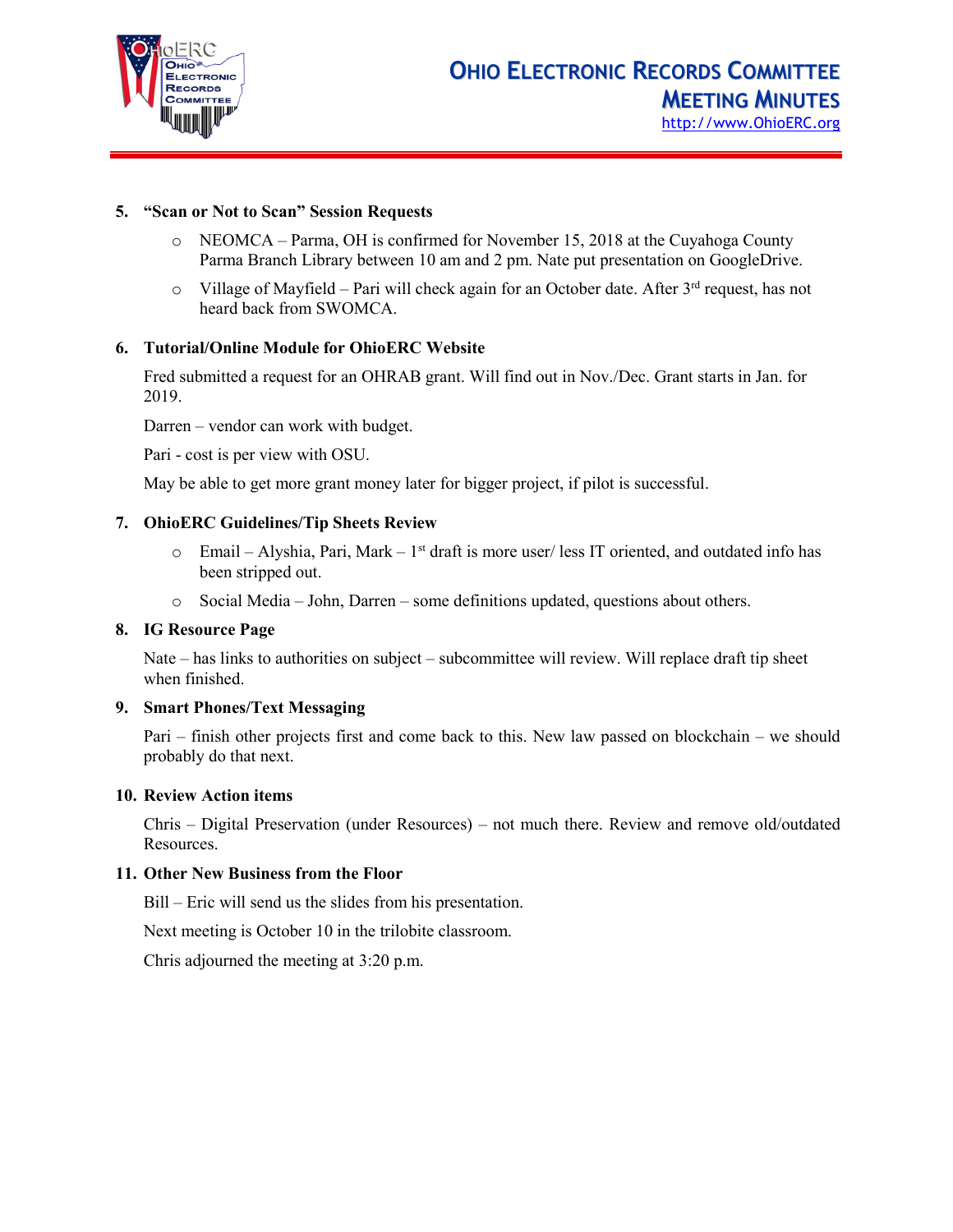5. **"Scan or Not to Scan" Session Requests**

   - NEOMCA – Parma, OH is confirmed for November 15, 2018 at the Cuyahoga County Parma Branch Library between 10 am and 2 pm. Nate put presentation on GoogleDrive.
   - Village of Mayfield – Pari will check again for an October date. After 3rd request, has not heard back from SWOMCA.

6. **Tutorial/Online Module for OhioERC Website**

   Fred submitted a request for an OHRAB grant. Will find out in Nov./Dec. Grant starts in Jan. for 2019.

   Darren – vendor can work with budget.

   Pari - cost is per view with OSU.

   May be able to get more grant money later for bigger project, if pilot is successful.

7. **OhioERC Guidelines/Tip Sheets Review**

   - Email – Alyshia, Pari, Mark – 1st draft is more user/ less IT oriented, and outdated info has been stripped out.
   - Social Media – John, Darren – some definitions updated, questions about others.

8. **IG Resource Page**

   Nate – has links to authorities on subject – subcommittee will review. Will replace draft tip sheet when finished.

9. **Smart Phones/Text Messaging**

   Pari – finish other projects first and come back to this. New law passed on blockchain – we should probably do that next.

10. **Review Action items**

    Chris – Digital Preservation (under Resources) – not much there. Review and remove old/outdated Resources.

11. **Other New Business from the Floor**

    Bill – Eric will send us the slides from his presentation.

    Next meeting is October 10 in the trilobite classroom.

    Chris adjourned the meeting at 3:20 p.m.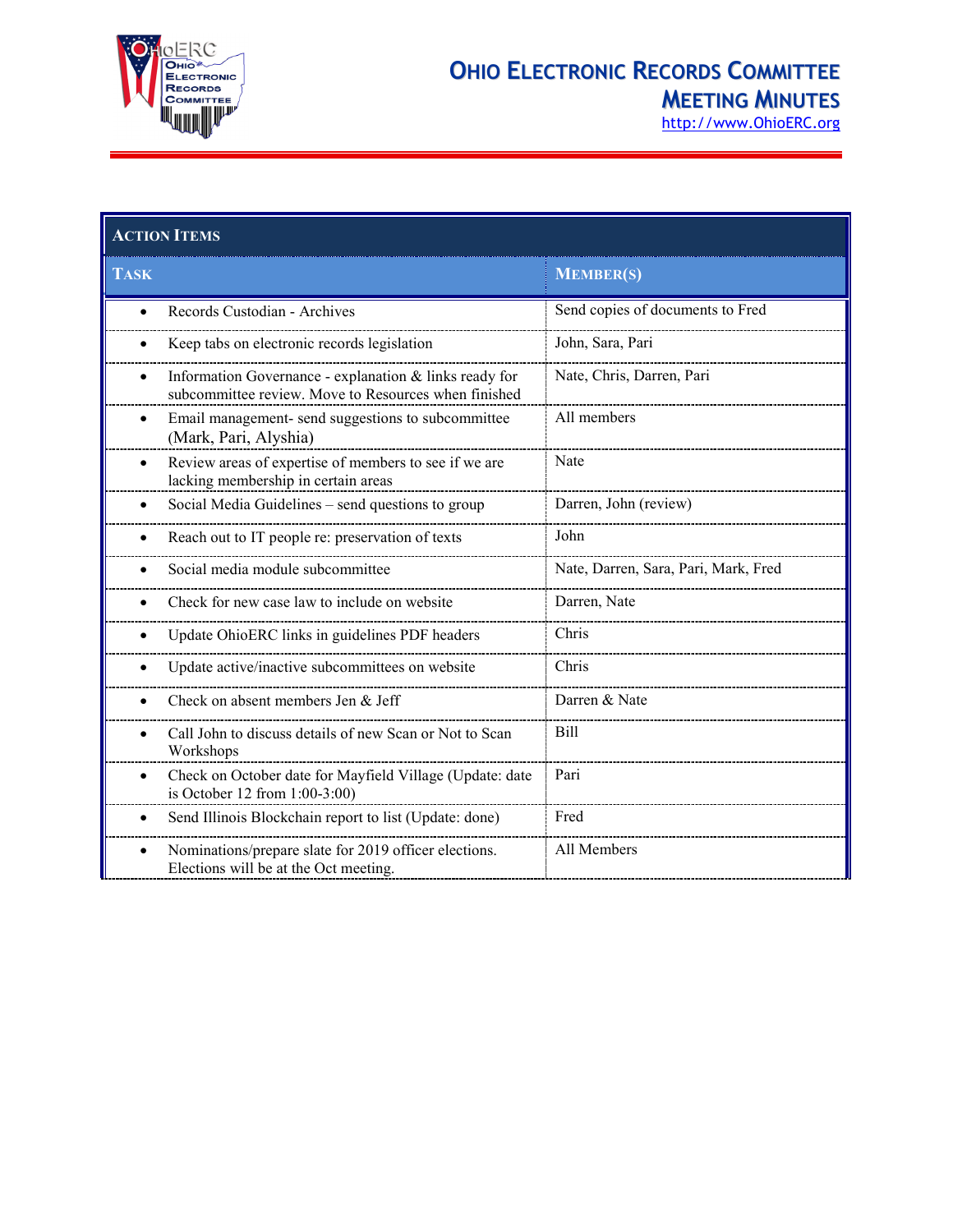# Ohio Electronic Records Committee Meeting Minutes

http://www.OhioERC.org

| Action Items | |
|---|---|
| **Task** | **Member(s)** |
| • Records Custodian - Archives | Send copies of documents to Fred |
| • Keep tabs on electronic records legislation | John, Sara, Pari |
| • Information Governance - explanation & links ready for subcommittee review. Move to Resources when finished | Nate, Chris, Darren, Pari |
| • Email management- send suggestions to subcommittee (Mark, Pari, Alyshia) | All members |
| • Review areas of expertise of members to see if we are lacking membership in certain areas | Nate |
| • Social Media Guidelines – send questions to group | Darren, John (review) |
| • Reach out to IT people re: preservation of texts | John |
| • Social media module subcommittee | Nate, Darren, Sara, Pari, Mark, Fred |
| • Check for new case law to include on website | Darren, Nate |
| • Update OhioERC links in guidelines PDF headers | Chris |
| • Update active/inactive subcommittees on website | Chris |
| • Check on absent members Jen & Jeff | Darren & Nate |
| • Call John to discuss details of new Scan or Not to Scan Workshops | Bill |
| • Check on October date for Mayfield Village (Update: date is October 12 from 1:00-3:00) | Pari |
| • Send Illinois Blockchain report to list (Update: done) | Fred |
| • Nominations/prepare slate for 2019 officer elections. Elections will be at the Oct meeting. | All Members |